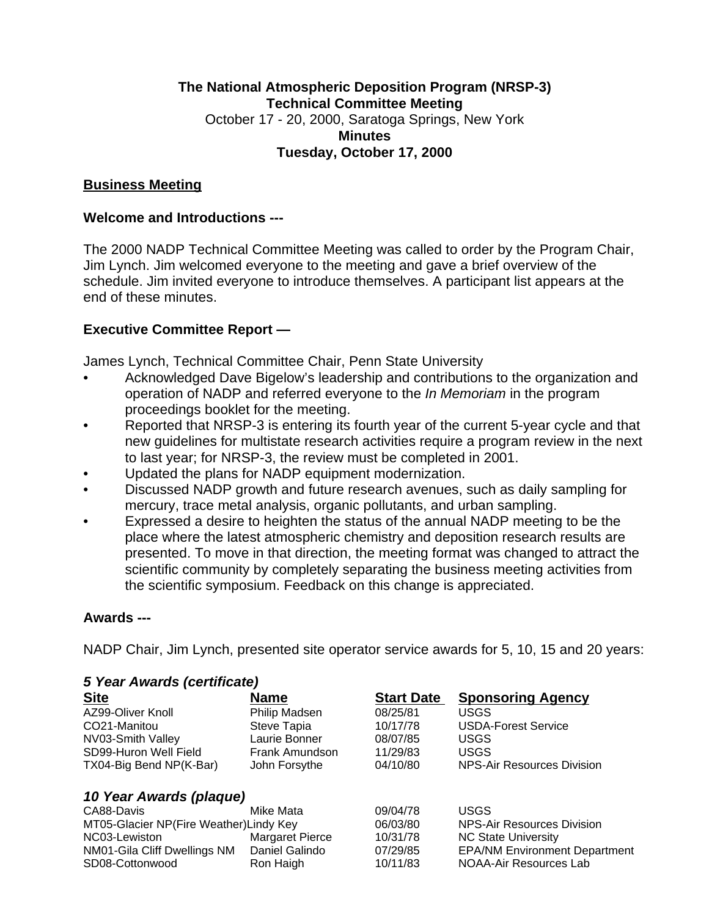**The National Atmospheric Deposition Program (NRSP-3)**
**Technical Committee Meeting**
October 17 - 20, 2000, Saratoga Springs, New York
**Minutes**
**Tuesday, October 17, 2000**

## Business Meeting

### Welcome and Introductions ---

The 2000 NADP Technical Committee Meeting was called to order by the Program Chair, Jim Lynch. Jim welcomed everyone to the meeting and gave a brief overview of the schedule. Jim invited everyone to introduce themselves. A participant list appears at the end of these minutes.

### Executive Committee Report —

James Lynch, Technical Committee Chair, Penn State University

- Acknowledged Dave Bigelow's leadership and contributions to the organization and operation of NADP and referred everyone to the *In Memoriam* in the program proceedings booklet for the meeting.
- Reported that NRSP-3 is entering its fourth year of the current 5-year cycle and that new guidelines for multistate research activities require a program review in the next to last year; for NRSP-3, the review must be completed in 2001.
- Updated the plans for NADP equipment modernization.
- Discussed NADP growth and future research avenues, such as daily sampling for mercury, trace metal analysis, organic pollutants, and urban sampling.
- Expressed a desire to heighten the status of the annual NADP meeting to be the place where the latest atmospheric chemistry and deposition research results are presented. To move in that direction, the meeting format was changed to attract the scientific community by completely separating the business meeting activities from the scientific symposium. Feedback on this change is appreciated.

### Awards ---

NADP Chair, Jim Lynch, presented site operator service awards for 5, 10, 15 and 20 years:

***5 Year Awards (certificate)***

| Site | Name | Start Date | Sponsoring Agency |
|---|---|---|---|
| AZ99-Oliver Knoll | Philip Madsen | 08/25/81 | USGS |
| CO21-Manitou | Steve Tapia | 10/17/78 | USDA-Forest Service |
| NV03-Smith Valley | Laurie Bonner | 08/07/85 | USGS |
| SD99-Huron Well Field | Frank Amundson | 11/29/83 | USGS |
| TX04-Big Bend NP(K-Bar) | John Forsythe | 04/10/80 | NPS-Air Resources Division |

***10 Year Awards (plaque)***

| Site | Name | Start Date | Sponsoring Agency |
|---|---|---|---|
| CA88-Davis | Mike Mata | 09/04/78 | USGS |
| MT05-Glacier NP(Fire Weather) | Lindy Key | 06/03/80 | NPS-Air Resources Division |
| NC03-Lewiston | Margaret Pierce | 10/31/78 | NC State University |
| NM01-Gila Cliff Dwellings NM | Daniel Galindo | 07/29/85 | EPA/NM Environment Department |
| SD08-Cottonwood | Ron Haigh | 10/11/83 | NOAA-Air Resources Lab |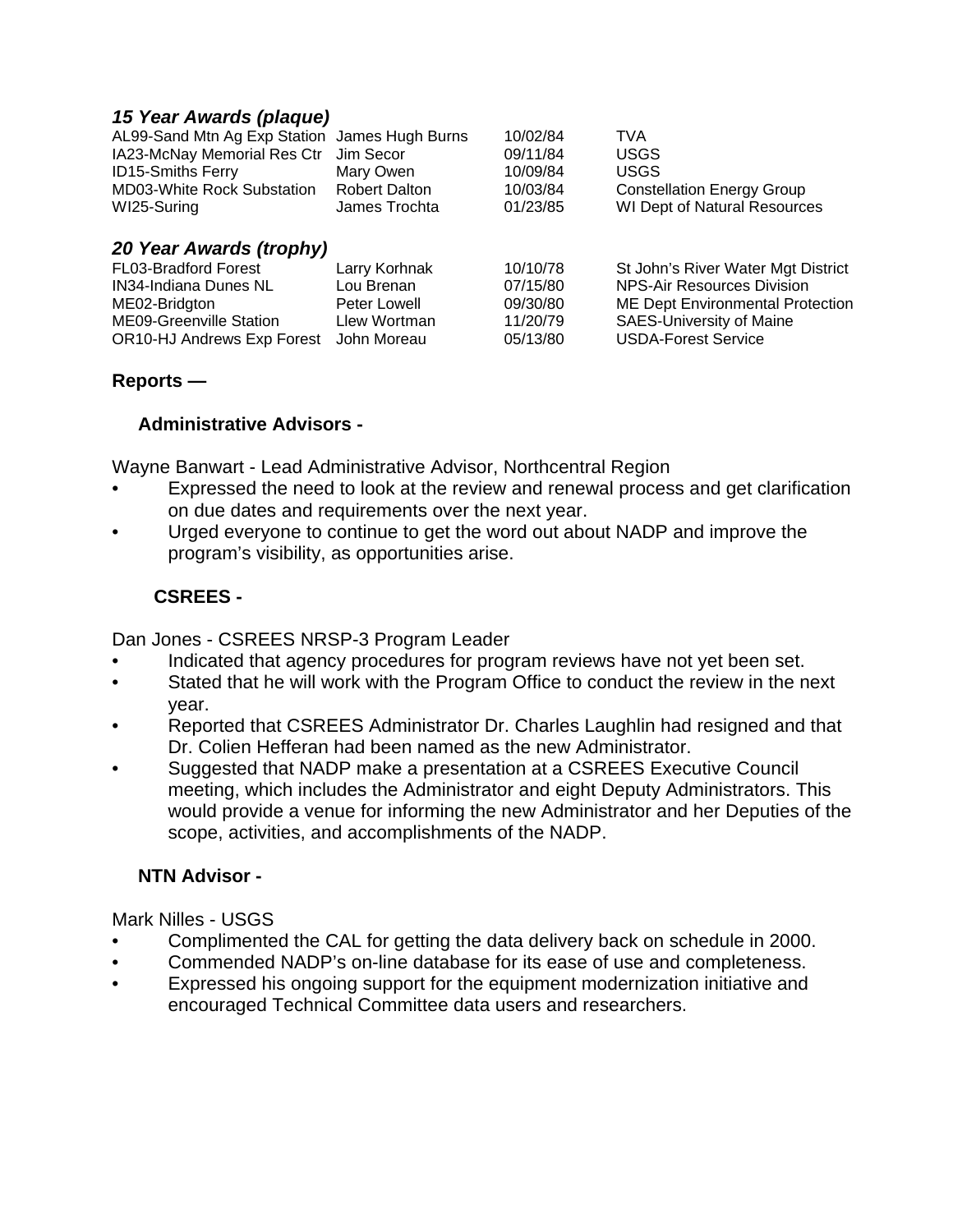### *15 Year Awards (plaque)*

| | | | |
|---|---|---|---|
| AL99-Sand Mtn Ag Exp Station | James Hugh Burns | 10/02/84 | TVA |
| IA23-McNay Memorial Res Ctr | Jim Secor | 09/11/84 | USGS |
| ID15-Smiths Ferry | Mary Owen | 10/09/84 | USGS |
| MD03-White Rock Substation | Robert Dalton | 10/03/84 | Constellation Energy Group |
| WI25-Suring | James Trochta | 01/23/85 | WI Dept of Natural Resources |

### *20 Year Awards (trophy)*

| | | | |
|---|---|---|---|
| FL03-Bradford Forest | Larry Korhnak | 10/10/78 | St John's River Water Mgt District |
| IN34-Indiana Dunes NL | Lou Brenan | 07/15/80 | NPS-Air Resources Division |
| ME02-Bridgton | Peter Lowell | 09/30/80 | ME Dept Environmental Protection |
| ME09-Greenville Station | Llew Wortman | 11/20/79 | SAES-University of Maine |
| OR10-HJ Andrews Exp Forest | John Moreau | 05/13/80 | USDA-Forest Service |

## Reports —

### Administrative Advisors -

Wayne Banwart - Lead Administrative Advisor, Northcentral Region

- Expressed the need to look at the review and renewal process and get clarification on due dates and requirements over the next year.
- Urged everyone to continue to get the word out about NADP and improve the program's visibility, as opportunities arise.

### CSREES -

Dan Jones - CSREES NRSP-3 Program Leader

- Indicated that agency procedures for program reviews have not yet been set.
- Stated that he will work with the Program Office to conduct the review in the next year.
- Reported that CSREES Administrator Dr. Charles Laughlin had resigned and that Dr. Colien Hefferan had been named as the new Administrator.
- Suggested that NADP make a presentation at a CSREES Executive Council meeting, which includes the Administrator and eight Deputy Administrators. This would provide a venue for informing the new Administrator and her Deputies of the scope, activities, and accomplishments of the NADP.

### NTN Advisor -

Mark Nilles - USGS

- Complimented the CAL for getting the data delivery back on schedule in 2000.
- Commended NADP's on-line database for its ease of use and completeness.
- Expressed his ongoing support for the equipment modernization initiative and encouraged Technical Committee data users and researchers.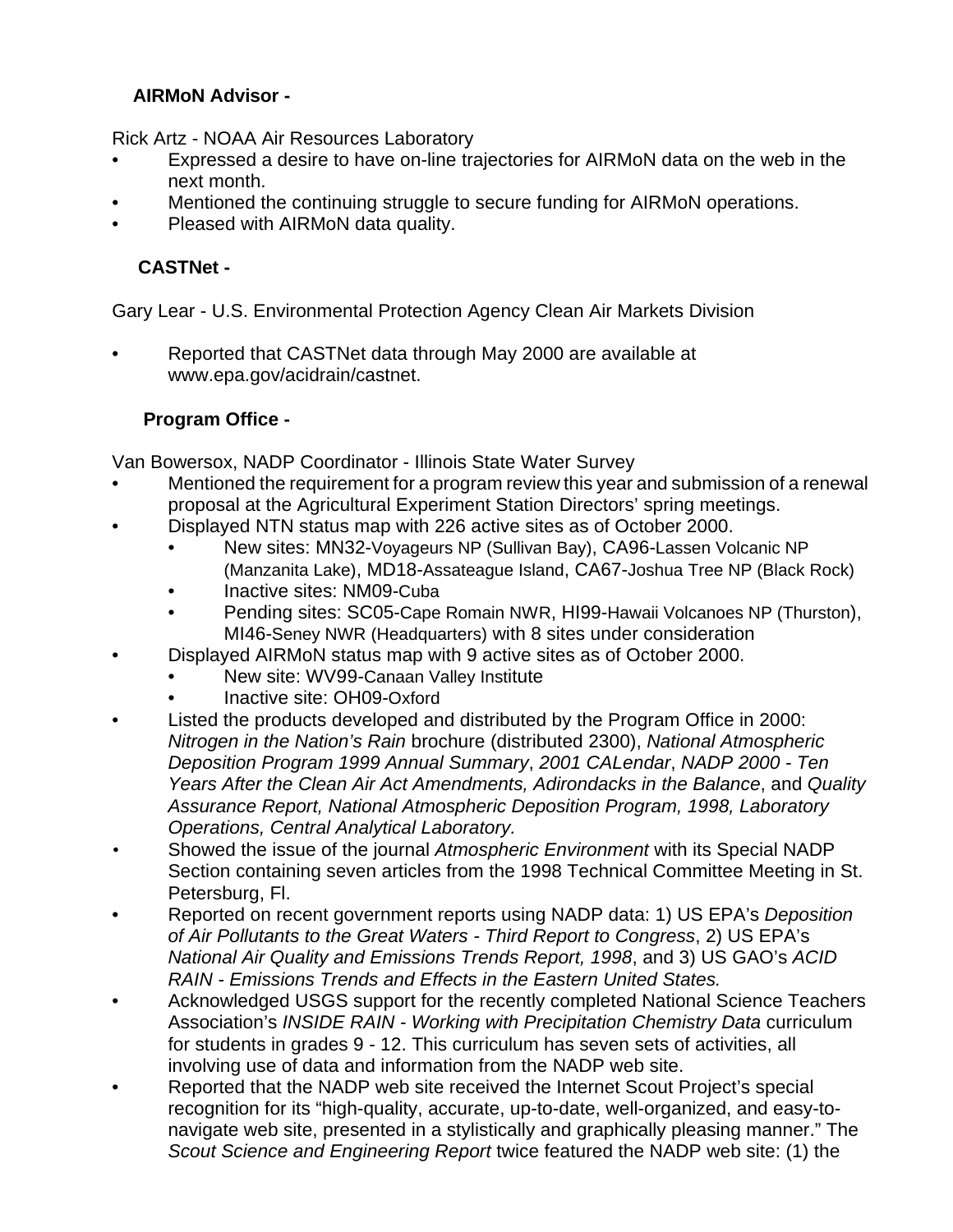### AIRMoN Advisor -

Rick Artz - NOAA Air Resources Laboratory

- Expressed a desire to have on-line trajectories for AIRMoN data on the web in the next month.
- Mentioned the continuing struggle to secure funding for AIRMoN operations.
- Pleased with AIRMoN data quality.

### CASTNet -

Gary Lear - U.S. Environmental Protection Agency Clean Air Markets Division

- Reported that CASTNet data through May 2000 are available at www.epa.gov/acidrain/castnet.

### Program Office -

Van Bowersox, NADP Coordinator - Illinois State Water Survey

- Mentioned the requirement for a program review this year and submission of a renewal proposal at the Agricultural Experiment Station Directors' spring meetings.
- Displayed NTN status map with 226 active sites as of October 2000.
    - New sites: MN32-Voyageurs NP (Sullivan Bay), CA96-Lassen Volcanic NP (Manzanita Lake), MD18-Assateague Island, CA67-Joshua Tree NP (Black Rock)
    - Inactive sites: NM09-Cuba
    - Pending sites: SC05-Cape Romain NWR, HI99-Hawaii Volcanoes NP (Thurston), MI46-Seney NWR (Headquarters) with 8 sites under consideration
- Displayed AIRMoN status map with 9 active sites as of October 2000.
    - New site: WV99-Canaan Valley Institute
    - Inactive site: OH09-Oxford
- Listed the products developed and distributed by the Program Office in 2000: *Nitrogen in the Nation's Rain* brochure (distributed 2300), *National Atmospheric Deposition Program 1999 Annual Summary*, *2001 CALendar*, *NADP 2000 - Ten Years After the Clean Air Act Amendments, Adirondacks in the Balance*, and *Quality Assurance Report, National Atmospheric Deposition Program, 1998, Laboratory Operations, Central Analytical Laboratory.*
- Showed the issue of the journal *Atmospheric Environment* with its Special NADP Section containing seven articles from the 1998 Technical Committee Meeting in St. Petersburg, Fl.
- Reported on recent government reports using NADP data: 1) US EPA's *Deposition of Air Pollutants to the Great Waters - Third Report to Congress*, 2) US EPA's *National Air Quality and Emissions Trends Report, 1998*, and 3) US GAO's *ACID RAIN - Emissions Trends and Effects in the Eastern United States.*
- Acknowledged USGS support for the recently completed National Science Teachers Association's *INSIDE RAIN - Working with Precipitation Chemistry Data* curriculum for students in grades 9 - 12. This curriculum has seven sets of activities, all involving use of data and information from the NADP web site.
- Reported that the NADP web site received the Internet Scout Project's special recognition for its "high-quality, accurate, up-to-date, well-organized, and easy-to-navigate web site, presented in a stylistically and graphically pleasing manner." The *Scout Science and Engineering Report* twice featured the NADP web site: (1) the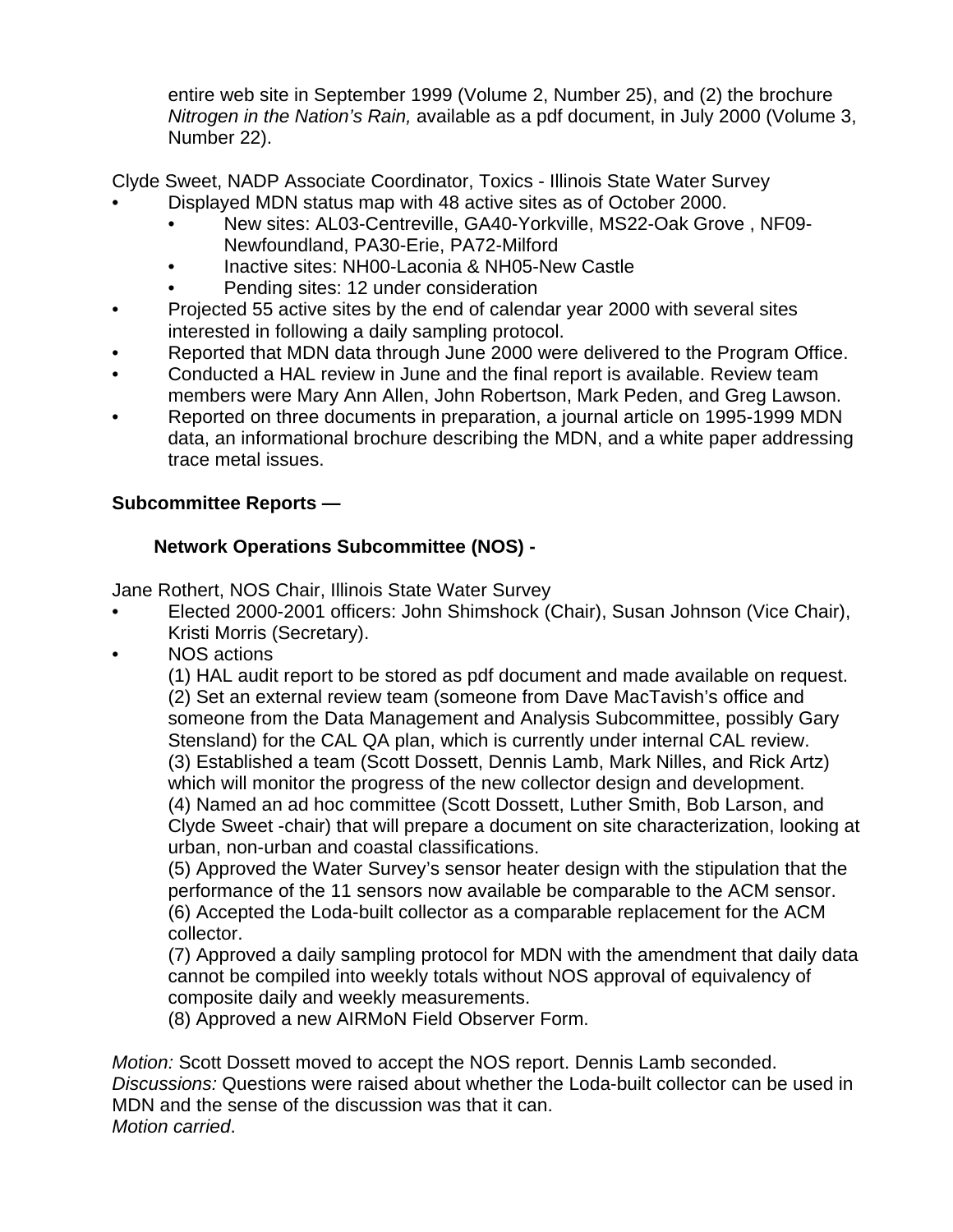entire web site in September 1999 (Volume 2, Number 25), and (2) the brochure *Nitrogen in the Nation's Rain,* available as a pdf document, in July 2000 (Volume 3, Number 22).

Clyde Sweet, NADP Associate Coordinator, Toxics - Illinois State Water Survey

- Displayed MDN status map with 48 active sites as of October 2000.
  - New sites: AL03-Centreville, GA40-Yorkville, MS22-Oak Grove , NF09-Newfoundland, PA30-Erie, PA72-Milford
  - Inactive sites: NH00-Laconia & NH05-New Castle
  - Pending sites: 12 under consideration
- Projected 55 active sites by the end of calendar year 2000 with several sites interested in following a daily sampling protocol.
- Reported that MDN data through June 2000 were delivered to the Program Office.
- Conducted a HAL review in June and the final report is available. Review team members were Mary Ann Allen, John Robertson, Mark Peden, and Greg Lawson.
- Reported on three documents in preparation, a journal article on 1995-1999 MDN data, an informational brochure describing the MDN, and a white paper addressing trace metal issues.

**Subcommittee Reports —**

**Network Operations Subcommittee (NOS) -**

Jane Rothert, NOS Chair, Illinois State Water Survey

- Elected 2000-2001 officers: John Shimshock (Chair), Susan Johnson (Vice Chair), Kristi Morris (Secretary).
- NOS actions
  (1) HAL audit report to be stored as pdf document and made available on request.
  (2) Set an external review team (someone from Dave MacTavish's office and someone from the Data Management and Analysis Subcommittee, possibly Gary Stensland) for the CAL QA plan, which is currently under internal CAL review.
  (3) Established a team (Scott Dossett, Dennis Lamb, Mark Nilles, and Rick Artz) which will monitor the progress of the new collector design and development.
  (4) Named an ad hoc committee (Scott Dossett, Luther Smith, Bob Larson, and Clyde Sweet -chair) that will prepare a document on site characterization, looking at urban, non-urban and coastal classifications.
  (5) Approved the Water Survey's sensor heater design with the stipulation that the performance of the 11 sensors now available be comparable to the ACM sensor.
  (6) Accepted the Loda-built collector as a comparable replacement for the ACM collector.
  (7) Approved a daily sampling protocol for MDN with the amendment that daily data cannot be compiled into weekly totals without NOS approval of equivalency of composite daily and weekly measurements.
  (8) Approved a new AIRMoN Field Observer Form.

*Motion:* Scott Dossett moved to accept the NOS report. Dennis Lamb seconded.
*Discussions:* Questions were raised about whether the Loda-built collector can be used in MDN and the sense of the discussion was that it can.
*Motion carried*.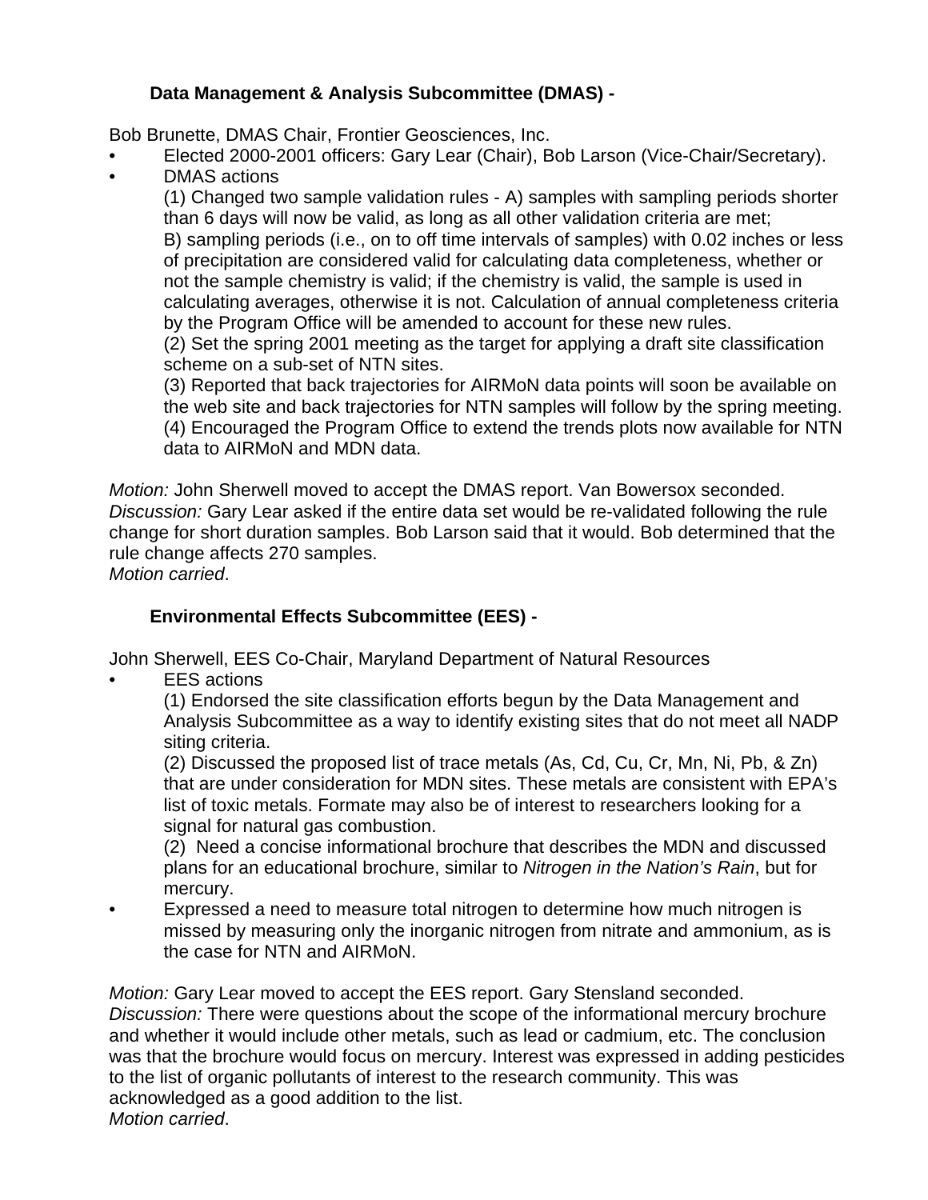### Data Management & Analysis Subcommittee (DMAS) -

Bob Brunette, DMAS Chair, Frontier Geosciences, Inc.

- Elected 2000-2001 officers: Gary Lear (Chair), Bob Larson (Vice-Chair/Secretary).
- DMAS actions

  (1) Changed two sample validation rules - A) samples with sampling periods shorter than 6 days will now be valid, as long as all other validation criteria are met;
  B) sampling periods (i.e., on to off time intervals of samples) with 0.02 inches or less of precipitation are considered valid for calculating data completeness, whether or not the sample chemistry is valid; if the chemistry is valid, the sample is used in calculating averages, otherwise it is not. Calculation of annual completeness criteria by the Program Office will be amended to account for these new rules.
  (2) Set the spring 2001 meeting as the target for applying a draft site classification scheme on a sub-set of NTN sites.
  (3) Reported that back trajectories for AIRMoN data points will soon be available on the web site and back trajectories for NTN samples will follow by the spring meeting.
  (4) Encouraged the Program Office to extend the trends plots now available for NTN data to AIRMoN and MDN data.

*Motion:* John Sherwell moved to accept the DMAS report. Van Bowersox seconded.
*Discussion:* Gary Lear asked if the entire data set would be re-validated following the rule change for short duration samples. Bob Larson said that it would. Bob determined that the rule change affects 270 samples.
*Motion carried*.

### Environmental Effects Subcommittee (EES) -

John Sherwell, EES Co-Chair, Maryland Department of Natural Resources

- EES actions

  (1) Endorsed the site classification efforts begun by the Data Management and Analysis Subcommittee as a way to identify existing sites that do not meet all NADP siting criteria.
  (2) Discussed the proposed list of trace metals (As, Cd, Cu, Cr, Mn, Ni, Pb, & Zn) that are under consideration for MDN sites. These metals are consistent with EPA's list of toxic metals. Formate may also be of interest to researchers looking for a signal for natural gas combustion.
  (2) Need a concise informational brochure that describes the MDN and discussed plans for an educational brochure, similar to *Nitrogen in the Nation's Rain*, but for mercury.
- Expressed a need to measure total nitrogen to determine how much nitrogen is missed by measuring only the inorganic nitrogen from nitrate and ammonium, as is the case for NTN and AIRMoN.

*Motion:* Gary Lear moved to accept the EES report. Gary Stensland seconded.
*Discussion:* There were questions about the scope of the informational mercury brochure and whether it would include other metals, such as lead or cadmium, etc. The conclusion was that the brochure would focus on mercury. Interest was expressed in adding pesticides to the list of organic pollutants of interest to the research community. This was acknowledged as a good addition to the list.
*Motion carried*.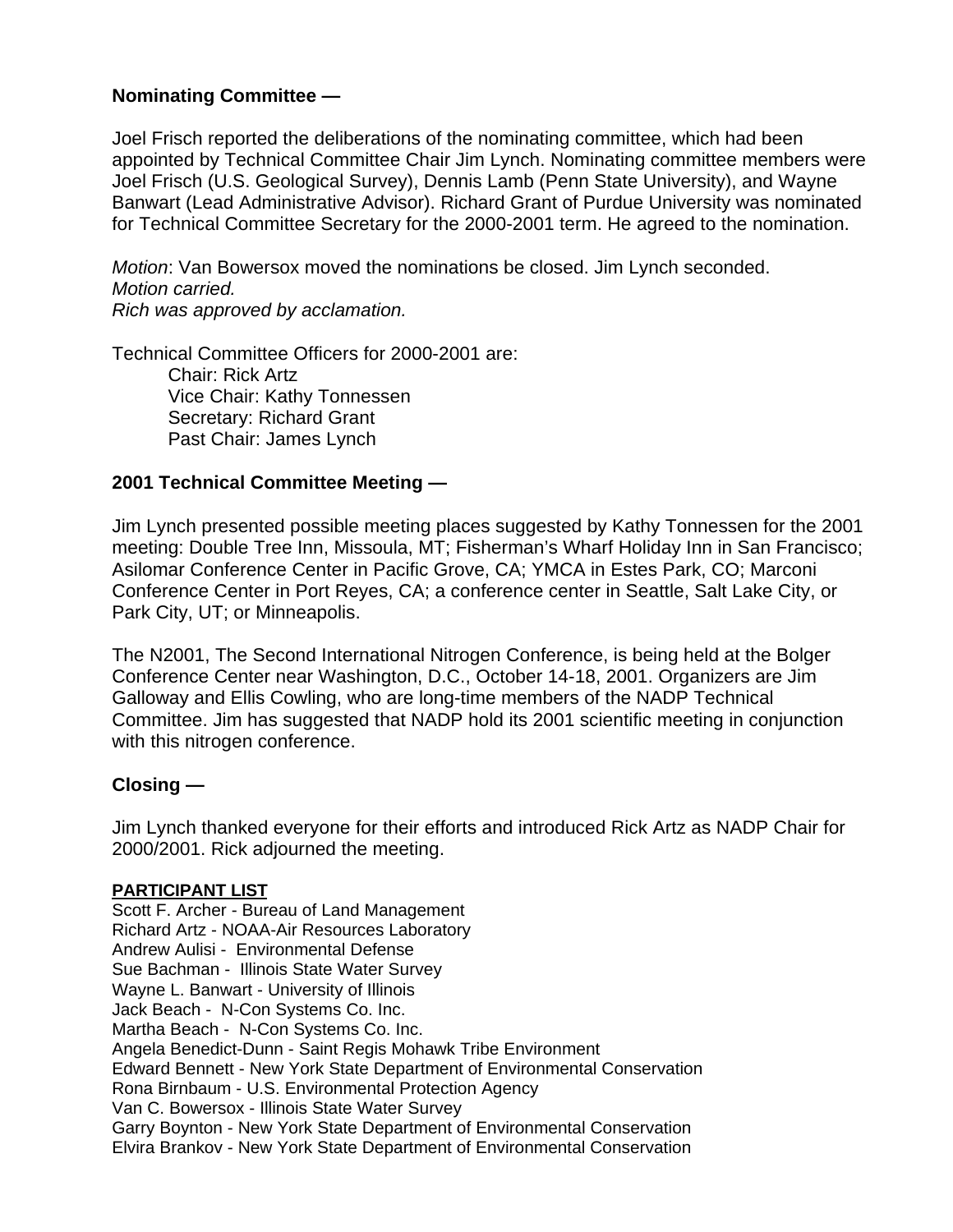**Nominating Committee —**

Joel Frisch reported the deliberations of the nominating committee, which had been appointed by Technical Committee Chair Jim Lynch. Nominating committee members were Joel Frisch (U.S. Geological Survey), Dennis Lamb (Penn State University), and Wayne Banwart (Lead Administrative Advisor). Richard Grant of Purdue University was nominated for Technical Committee Secretary for the 2000-2001 term. He agreed to the nomination.

*Motion*: Van Bowersox moved the nominations be closed. Jim Lynch seconded.
*Motion carried.*
*Rich was approved by acclamation.*

Technical Committee Officers for 2000-2001 are:

- Chair: Rick Artz
- Vice Chair: Kathy Tonnessen
- Secretary: Richard Grant
- Past Chair: James Lynch

**2001 Technical Committee Meeting —**

Jim Lynch presented possible meeting places suggested by Kathy Tonnessen for the 2001 meeting: Double Tree Inn, Missoula, MT; Fisherman's Wharf Holiday Inn in San Francisco; Asilomar Conference Center in Pacific Grove, CA; YMCA in Estes Park, CO; Marconi Conference Center in Port Reyes, CA; a conference center in Seattle, Salt Lake City, or Park City, UT; or Minneapolis.

The N2001, The Second International Nitrogen Conference, is being held at the Bolger Conference Center near Washington, D.C., October 14-18, 2001. Organizers are Jim Galloway and Ellis Cowling, who are long-time members of the NADP Technical Committee. Jim has suggested that NADP hold its 2001 scientific meeting in conjunction with this nitrogen conference.

**Closing —**

Jim Lynch thanked everyone for their efforts and introduced Rick Artz as NADP Chair for 2000/2001. Rick adjourned the meeting.

**PARTICIPANT LIST**

Scott F. Archer - Bureau of Land Management
Richard Artz - NOAA-Air Resources Laboratory
Andrew Aulisi - Environmental Defense
Sue Bachman - Illinois State Water Survey
Wayne L. Banwart - University of Illinois
Jack Beach - N-Con Systems Co. Inc.
Martha Beach - N-Con Systems Co. Inc.
Angela Benedict-Dunn - Saint Regis Mohawk Tribe Environment
Edward Bennett - New York State Department of Environmental Conservation
Rona Birnbaum - U.S. Environmental Protection Agency
Van C. Bowersox - Illinois State Water Survey
Garry Boynton - New York State Department of Environmental Conservation
Elvira Brankov - New York State Department of Environmental Conservation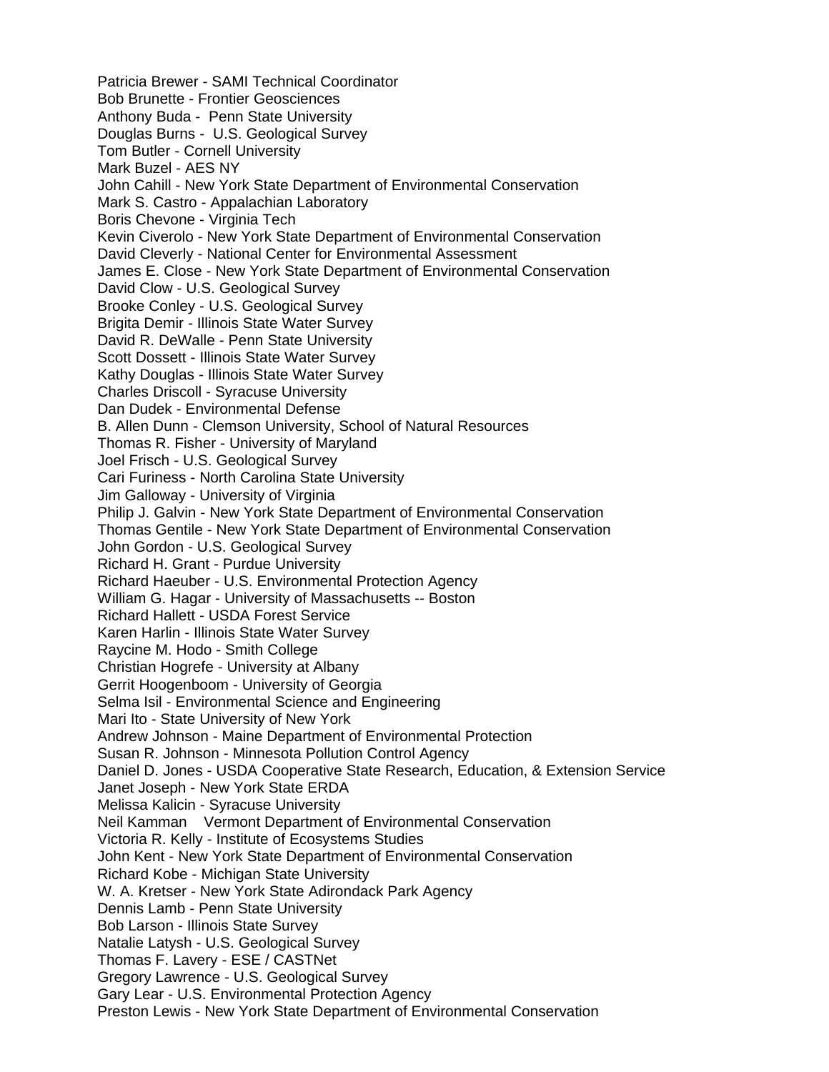Patricia Brewer - SAMI Technical Coordinator
Bob Brunette - Frontier Geosciences
Anthony Buda - Penn State University
Douglas Burns - U.S. Geological Survey
Tom Butler - Cornell University
Mark Buzel - AES NY
John Cahill - New York State Department of Environmental Conservation
Mark S. Castro - Appalachian Laboratory
Boris Chevone - Virginia Tech
Kevin Civerolo - New York State Department of Environmental Conservation
David Cleverly - National Center for Environmental Assessment
James E. Close - New York State Department of Environmental Conservation
David Clow - U.S. Geological Survey
Brooke Conley - U.S. Geological Survey
Brigita Demir - Illinois State Water Survey
David R. DeWalle - Penn State University
Scott Dossett - Illinois State Water Survey
Kathy Douglas - Illinois State Water Survey
Charles Driscoll - Syracuse University
Dan Dudek - Environmental Defense
B. Allen Dunn - Clemson University, School of Natural Resources
Thomas R. Fisher - University of Maryland
Joel Frisch - U.S. Geological Survey
Cari Furiness - North Carolina State University
Jim Galloway - University of Virginia
Philip J. Galvin - New York State Department of Environmental Conservation
Thomas Gentile - New York State Department of Environmental Conservation
John Gordon - U.S. Geological Survey
Richard H. Grant - Purdue University
Richard Haeuber - U.S. Environmental Protection Agency
William G. Hagar - University of Massachusetts -- Boston
Richard Hallett - USDA Forest Service
Karen Harlin - Illinois State Water Survey
Raycine M. Hodo - Smith College
Christian Hogrefe - University at Albany
Gerrit Hoogenboom - University of Georgia
Selma Isil - Environmental Science and Engineering
Mari Ito - State University of New York
Andrew Johnson - Maine Department of Environmental Protection
Susan R. Johnson - Minnesota Pollution Control Agency
Daniel D. Jones - USDA Cooperative State Research, Education, & Extension Service
Janet Joseph - New York State ERDA
Melissa Kalicin - Syracuse University
Neil Kamman Vermont Department of Environmental Conservation
Victoria R. Kelly - Institute of Ecosystems Studies
John Kent - New York State Department of Environmental Conservation
Richard Kobe - Michigan State University
W. A. Kretser - New York State Adirondack Park Agency
Dennis Lamb - Penn State University
Bob Larson - Illinois State Survey
Natalie Latysh - U.S. Geological Survey
Thomas F. Lavery - ESE / CASTNet
Gregory Lawrence - U.S. Geological Survey
Gary Lear - U.S. Environmental Protection Agency
Preston Lewis - New York State Department of Environmental Conservation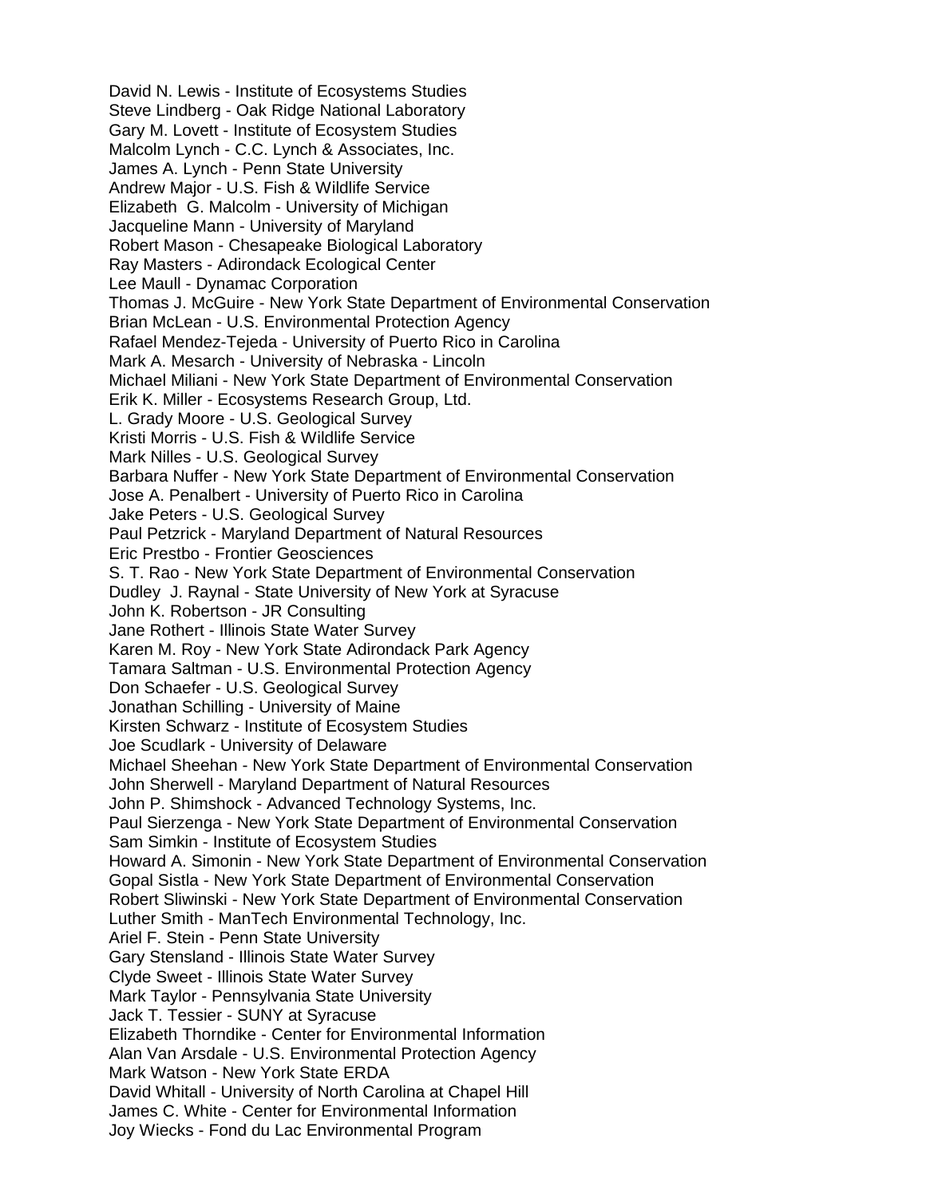David N. Lewis - Institute of Ecosystems Studies
Steve Lindberg - Oak Ridge National Laboratory
Gary M. Lovett - Institute of Ecosystem Studies
Malcolm Lynch - C.C. Lynch & Associates, Inc.
James A. Lynch - Penn State University
Andrew Major - U.S. Fish & Wildlife Service
Elizabeth G. Malcolm - University of Michigan
Jacqueline Mann - University of Maryland
Robert Mason - Chesapeake Biological Laboratory
Ray Masters - Adirondack Ecological Center
Lee Maull - Dynamac Corporation
Thomas J. McGuire - New York State Department of Environmental Conservation
Brian McLean - U.S. Environmental Protection Agency
Rafael Mendez-Tejeda - University of Puerto Rico in Carolina
Mark A. Mesarch - University of Nebraska - Lincoln
Michael Miliani - New York State Department of Environmental Conservation
Erik K. Miller - Ecosystems Research Group, Ltd.
L. Grady Moore - U.S. Geological Survey
Kristi Morris - U.S. Fish & Wildlife Service
Mark Nilles - U.S. Geological Survey
Barbara Nuffer - New York State Department of Environmental Conservation
Jose A. Penalbert - University of Puerto Rico in Carolina
Jake Peters - U.S. Geological Survey
Paul Petzrick - Maryland Department of Natural Resources
Eric Prestbo - Frontier Geosciences
S. T. Rao - New York State Department of Environmental Conservation
Dudley J. Raynal - State University of New York at Syracuse
John K. Robertson - JR Consulting
Jane Rothert - Illinois State Water Survey
Karen M. Roy - New York State Adirondack Park Agency
Tamara Saltman - U.S. Environmental Protection Agency
Don Schaefer - U.S. Geological Survey
Jonathan Schilling - University of Maine
Kirsten Schwarz - Institute of Ecosystem Studies
Joe Scudlark - University of Delaware
Michael Sheehan - New York State Department of Environmental Conservation
John Sherwell - Maryland Department of Natural Resources
John P. Shimshock - Advanced Technology Systems, Inc.
Paul Sierzenga - New York State Department of Environmental Conservation
Sam Simkin - Institute of Ecosystem Studies
Howard A. Simonin - New York State Department of Environmental Conservation
Gopal Sistla - New York State Department of Environmental Conservation
Robert Sliwinski - New York State Department of Environmental Conservation
Luther Smith - ManTech Environmental Technology, Inc.
Ariel F. Stein - Penn State University
Gary Stensland - Illinois State Water Survey
Clyde Sweet - Illinois State Water Survey
Mark Taylor - Pennsylvania State University
Jack T. Tessier - SUNY at Syracuse
Elizabeth Thorndike - Center for Environmental Information
Alan Van Arsdale - U.S. Environmental Protection Agency
Mark Watson - New York State ERDA
David Whitall - University of North Carolina at Chapel Hill
James C. White - Center for Environmental Information
Joy Wiecks - Fond du Lac Environmental Program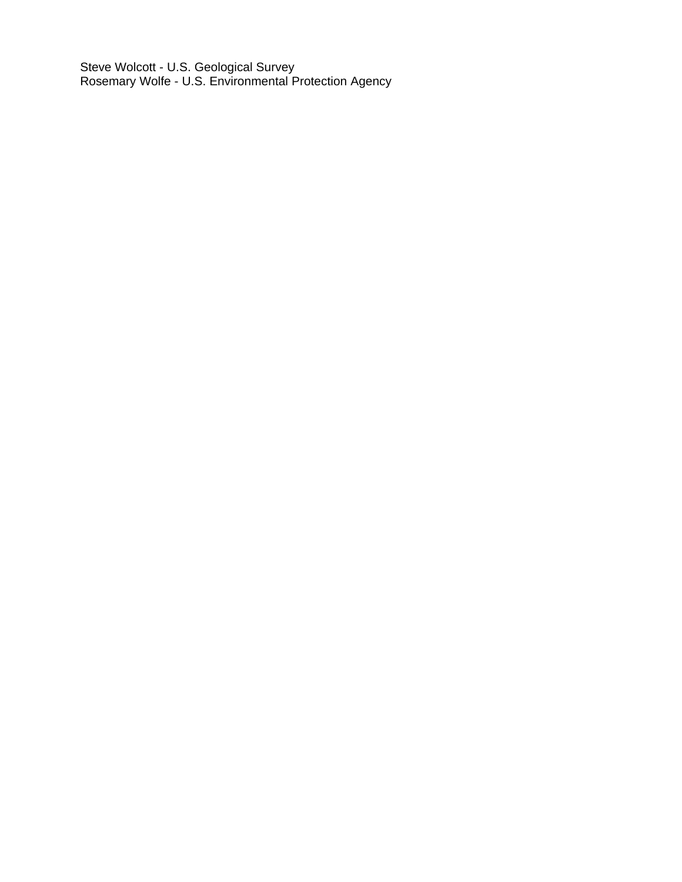Steve Wolcott - U.S. Geological Survey
Rosemary Wolfe - U.S. Environmental Protection Agency